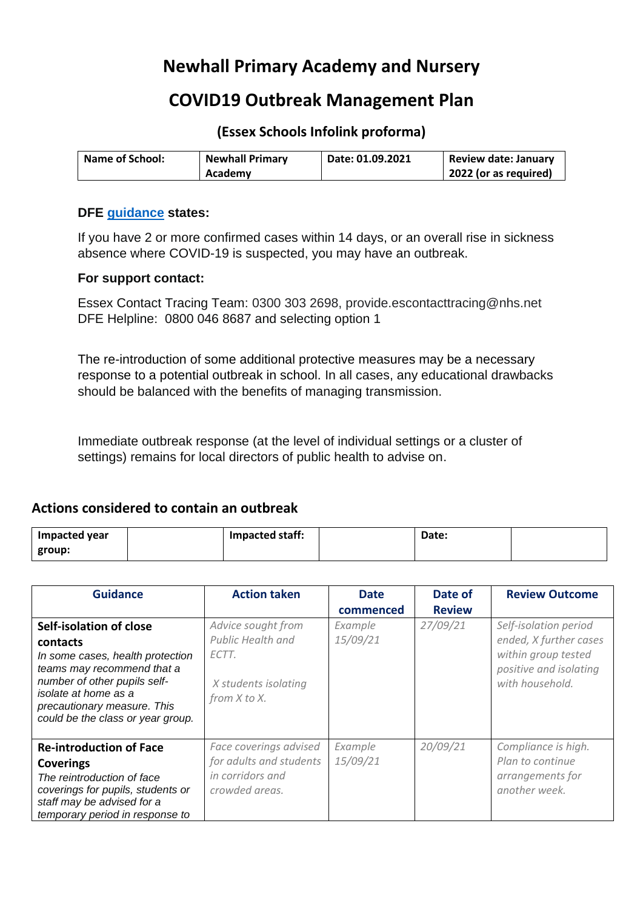# Newhall Primary Academy and Nursery

# COVID19 Outbreak Management Plan

### (Essex Schools Infolink proforma)

| Name of School: | Newhall Primary Academy | Date: 01.09.2021 | Review date: January 2022 (or as required) |
|---|---|---|---|

**DFE guidance states:**

If you have 2 or more confirmed cases within 14 days, or an overall rise in sickness absence where COVID-19 is suspected, you may have an outbreak.

**For support contact:**

Essex Contact Tracing Team: 0300 303 2698, provide.escontacttracing@nhs.net
DFE Helpline: 0800 046 8687 and selecting option 1

The re-introduction of some additional protective measures may be a necessary response to a potential outbreak in school. In all cases, any educational drawbacks should be balanced with the benefits of managing transmission.

Immediate outbreak response (at the level of individual settings or a cluster of settings) remains for local directors of public health to advise on.

## Actions considered to contain an outbreak

| Impacted year group: | | Impacted staff: | | Date: | |
|---|---|---|---|---|---|

| Guidance | Action taken | Date commenced | Date of Review | Review Outcome |
|---|---|---|---|---|
| **Self-isolation of close contacts** *In some cases, health protection teams may recommend that a number of other pupils self-isolate at home as a precautionary measure. This could be the class or year group.* | *Advice sought from Public Health and ECTT.* *X students isolating from X to X.* | *Example 15/09/21* | *27/09/21* | *Self-isolation period ended, X further cases within group tested positive and isolating with household.* |
| **Re-introduction of Face Coverings** *The reintroduction of face coverings for pupils, students or staff may be advised for a temporary period in response to* | *Face coverings advised for adults and students in corridors and crowded areas.* | *Example 15/09/21* | *20/09/21* | *Compliance is high. Plan to continue arrangements for another week.* |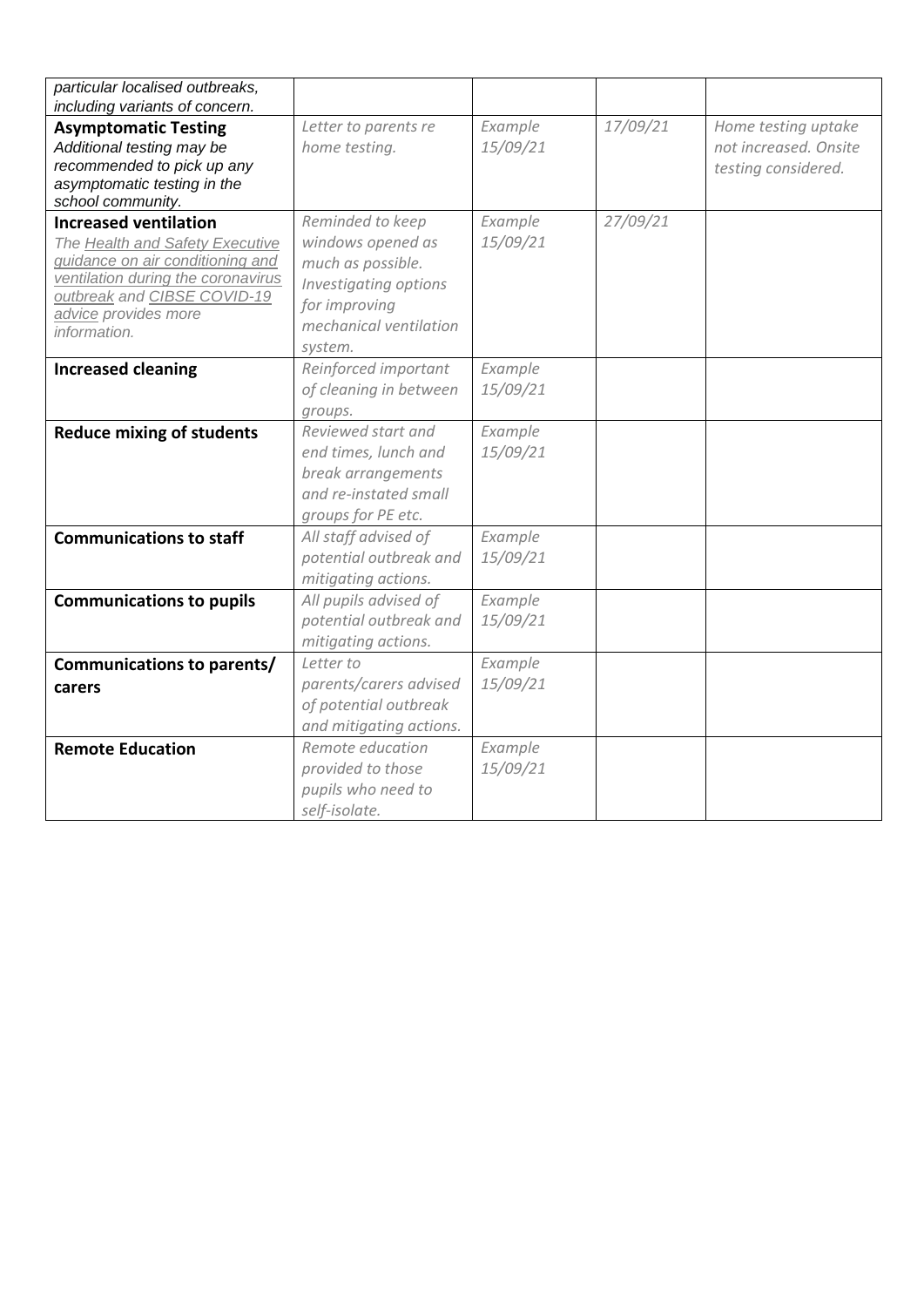| | | | | |
|---|---|---|---|---|
| *particular localised outbreaks, including variants of concern.* | | | | |
| **Asymptomatic Testing** *Additional testing may be recommended to pick up any asymptomatic testing in the school community.* | *Letter to parents re home testing.* | *Example 15/09/21* | *17/09/21* | *Home testing uptake not increased. Onsite testing considered.* |
| **Increased ventilation** *The Health and Safety Executive guidance on air conditioning and ventilation during the coronavirus outbreak and CIBSE COVID-19 advice provides more information.* | *Reminded to keep windows opened as much as possible. Investigating options for improving mechanical ventilation system.* | *Example 15/09/21* | *27/09/21* | |
| **Increased cleaning** | *Reinforced important of cleaning in between groups.* | *Example 15/09/21* | | |
| **Reduce mixing of students** | *Reviewed start and end times, lunch and break arrangements and re-instated small groups for PE etc.* | *Example 15/09/21* | | |
| **Communications to staff** | *All staff advised of potential outbreak and mitigating actions.* | *Example 15/09/21* | | |
| **Communications to pupils** | *All pupils advised of potential outbreak and mitigating actions.* | *Example 15/09/21* | | |
| **Communications to parents/ carers** | *Letter to parents/carers advised of potential outbreak and mitigating actions.* | *Example 15/09/21* | | |
| **Remote Education** | *Remote education provided to those pupils who need to self-isolate.* | *Example 15/09/21* | | |